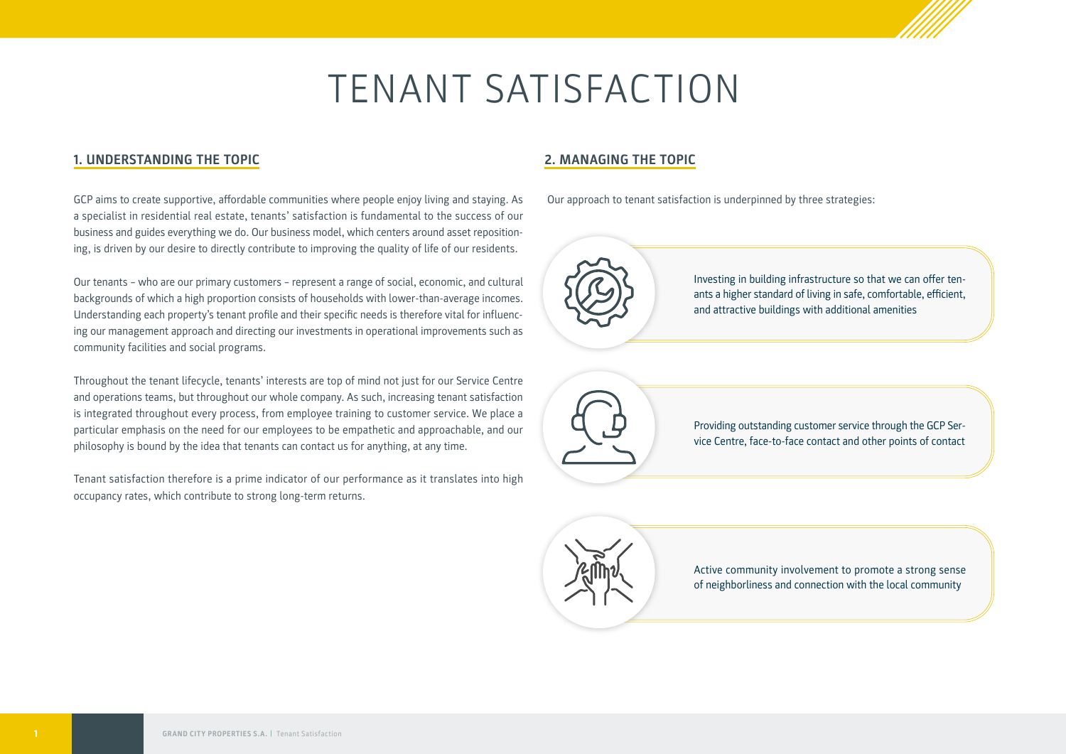# TENANT SATISFACTION

## 1. UNDERSTANDING THE TOPIC

GCP aims to create supportive, affordable communities where people enjoy living and staying. As a specialist in residential real estate, tenants' satisfaction is fundamental to the success of our business and guides everything we do. Our business model, which centers around asset repositioning, is driven by our desire to directly contribute to improving the quality of life of our residents.

Our tenants – who are our primary customers – represent a range of social, economic, and cultural backgrounds of which a high proportion consists of households with lower-than-average incomes. Understanding each property's tenant profile and their specific needs is therefore vital for influencing our management approach and directing our investments in operational improvements such as community facilities and social programs.

Throughout the tenant lifecycle, tenants' interests are top of mind not just for our Service Centre and operations teams, but throughout our whole company. As such, increasing tenant satisfaction is integrated throughout every process, from employee training to customer service. We place a particular emphasis on the need for our employees to be empathetic and approachable, and our philosophy is bound by the idea that tenants can contact us for anything, at any time.

Tenant satisfaction therefore is a prime indicator of our performance as it translates into high occupancy rates, which contribute to strong long-term returns.

## 2. MANAGING THE TOPIC

Our approach to tenant satisfaction is underpinned by three strategies:

- Investing in building infrastructure so that we can offer tenants a higher standard of living in safe, comfortable, efficient, and attractive buildings with additional amenities
- Providing outstanding customer service through the GCP Service Centre, face-to-face contact and other points of contact
- Active community involvement to promote a strong sense of neighborliness and connection with the local community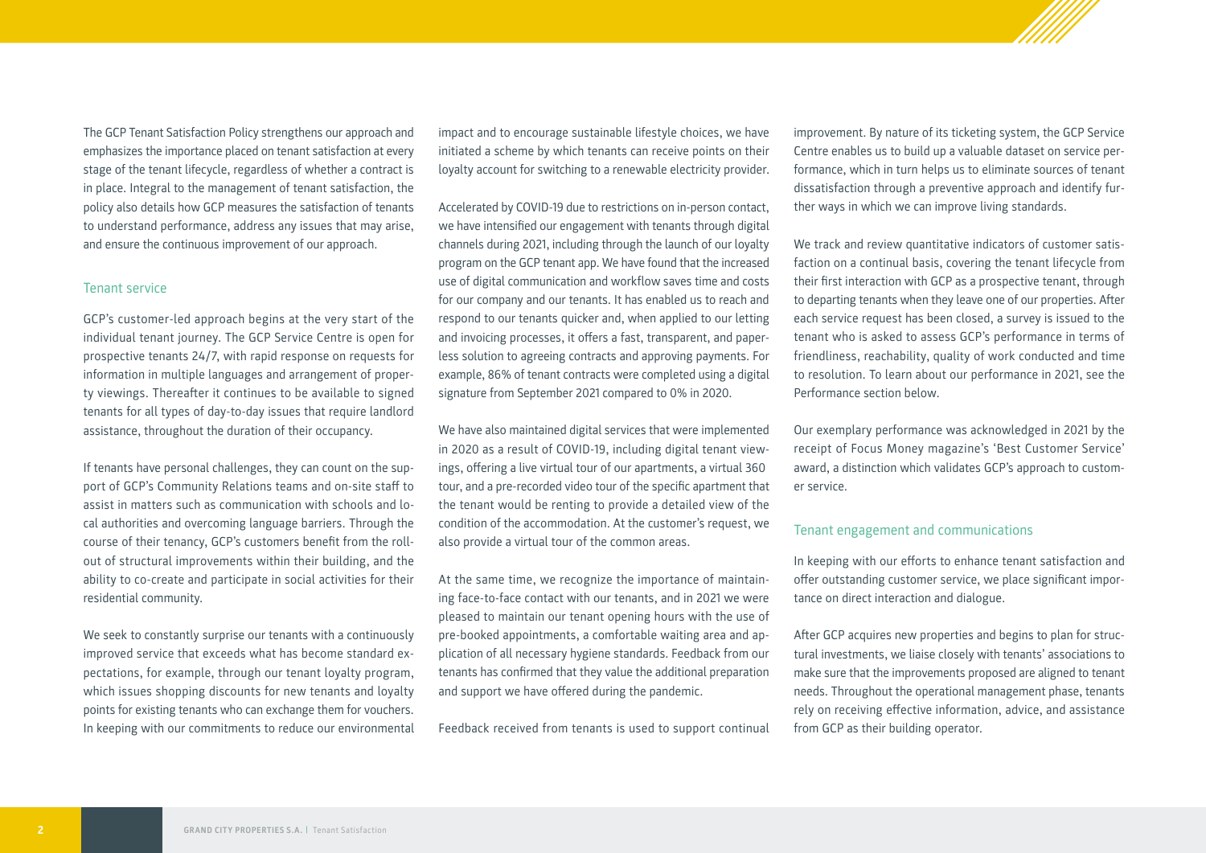The GCP Tenant Satisfaction Policy strengthens our approach and emphasizes the importance placed on tenant satisfaction at every stage of the tenant lifecycle, regardless of whether a contract is in place. Integral to the management of tenant satisfaction, the policy also details how GCP measures the satisfaction of tenants to understand performance, address any issues that may arise, and ensure the continuous improvement of our approach.

## Tenant service

GCP's customer-led approach begins at the very start of the individual tenant journey. The GCP Service Centre is open for prospective tenants 24/7, with rapid response on requests for information in multiple languages and arrangement of property viewings. Thereafter it continues to be available to signed tenants for all types of day-to-day issues that require landlord assistance, throughout the duration of their occupancy.

If tenants have personal challenges, they can count on the support of GCP's Community Relations teams and on-site staff to assist in matters such as communication with schools and local authorities and overcoming language barriers. Through the course of their tenancy, GCP's customers benefit from the rollout of structural improvements within their building, and the ability to co-create and participate in social activities for their residential community.

We seek to constantly surprise our tenants with a continuously improved service that exceeds what has become standard expectations, for example, through our tenant loyalty program, which issues shopping discounts for new tenants and loyalty points for existing tenants who can exchange them for vouchers. In keeping with our commitments to reduce our environmental impact and to encourage sustainable lifestyle choices, we have initiated a scheme by which tenants can receive points on their loyalty account for switching to a renewable electricity provider.

Accelerated by COVID-19 due to restrictions on in-person contact, we have intensified our engagement with tenants through digital channels during 2021, including through the launch of our loyalty program on the GCP tenant app. We have found that the increased use of digital communication and workflow saves time and costs for our company and our tenants. It has enabled us to reach and respond to our tenants quicker and, when applied to our letting and invoicing processes, it offers a fast, transparent, and paperless solution to agreeing contracts and approving payments. For example, 86% of tenant contracts were completed using a digital signature from September 2021 compared to 0% in 2020.

We have also maintained digital services that were implemented in 2020 as a result of COVID-19, including digital tenant viewings, offering a live virtual tour of our apartments, a virtual 360 tour, and a pre-recorded video tour of the specific apartment that the tenant would be renting to provide a detailed view of the condition of the accommodation. At the customer's request, we also provide a virtual tour of the common areas.

At the same time, we recognize the importance of maintaining face-to-face contact with our tenants, and in 2021 we were pleased to maintain our tenant opening hours with the use of pre-booked appointments, a comfortable waiting area and application of all necessary hygiene standards. Feedback from our tenants has confirmed that they value the additional preparation and support we have offered during the pandemic.

Feedback received from tenants is used to support continual improvement. By nature of its ticketing system, the GCP Service Centre enables us to build up a valuable dataset on service performance, which in turn helps us to eliminate sources of tenant dissatisfaction through a preventive approach and identify further ways in which we can improve living standards.

We track and review quantitative indicators of customer satisfaction on a continual basis, covering the tenant lifecycle from their first interaction with GCP as a prospective tenant, through to departing tenants when they leave one of our properties. After each service request has been closed, a survey is issued to the tenant who is asked to assess GCP's performance in terms of friendliness, reachability, quality of work conducted and time to resolution. To learn about our performance in 2021, see the Performance section below.

Our exemplary performance was acknowledged in 2021 by the receipt of Focus Money magazine's 'Best Customer Service' award, a distinction which validates GCP's approach to customer service.

## Tenant engagement and communications

In keeping with our efforts to enhance tenant satisfaction and offer outstanding customer service, we place significant importance on direct interaction and dialogue.

After GCP acquires new properties and begins to plan for structural investments, we liaise closely with tenants' associations to make sure that the improvements proposed are aligned to tenant needs. Throughout the operational management phase, tenants rely on receiving effective information, advice, and assistance from GCP as their building operator.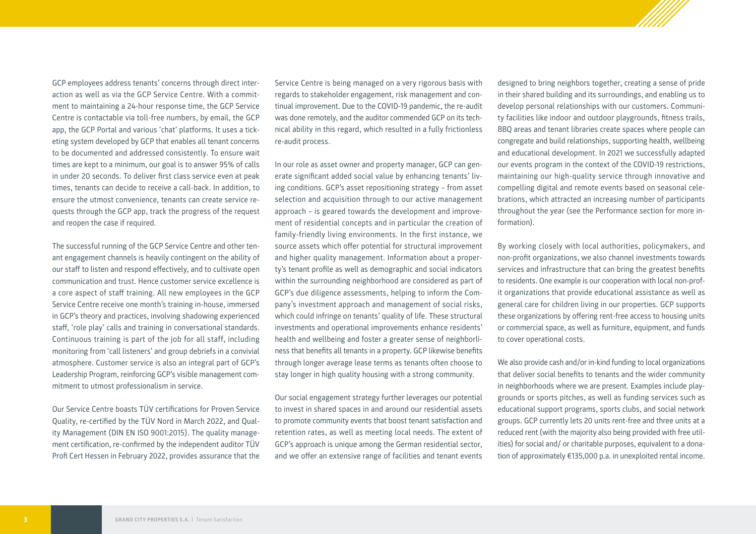GCP employees address tenants' concerns through direct interaction as well as via the GCP Service Centre. With a commitment to maintaining a 24-hour response time, the GCP Service Centre is contactable via toll-free numbers, by email, the GCP app, the GCP Portal and various 'chat' platforms. It uses a ticketing system developed by GCP that enables all tenant concerns to be documented and addressed consistently. To ensure wait times are kept to a minimum, our goal is to answer 95% of calls in under 20 seconds. To deliver first class service even at peak times, tenants can decide to receive a call-back. In addition, to ensure the utmost convenience, tenants can create service requests through the GCP app, track the progress of the request and reopen the case if required.

The successful running of the GCP Service Centre and other tenant engagement channels is heavily contingent on the ability of our staff to listen and respond effectively, and to cultivate open communication and trust. Hence customer service excellence is a core aspect of staff training. All new employees in the GCP Service Centre receive one month's training in-house, immersed in GCP's theory and practices, involving shadowing experienced staff, 'role play' calls and training in conversational standards. Continuous training is part of the job for all staff, including monitoring from 'call listeners' and group debriefs in a convivial atmosphere. Customer service is also an integral part of GCP's Leadership Program, reinforcing GCP's visible management commitment to utmost professionalism in service.

Our Service Centre boasts TÜV certifications for Proven Service Quality, re-certified by the TÜV Nord in March 2022, and Quality Management (DIN EN ISO 9001:2015). The quality management certification, re-confirmed by the independent auditor TÜV Profi Cert Hessen in February 2022, provides assurance that the Service Centre is being managed on a very rigorous basis with regards to stakeholder engagement, risk management and continual improvement. Due to the COVID-19 pandemic, the re-audit was done remotely, and the auditor commended GCP on its technical ability in this regard, which resulted in a fully frictionless re-audit process.

In our role as asset owner and property manager, GCP can generate significant added social value by enhancing tenants' living conditions. GCP's asset repositioning strategy – from asset selection and acquisition through to our active management approach – is geared towards the development and improvement of residential concepts and in particular the creation of family-friendly living environments. In the first instance, we source assets which offer potential for structural improvement and higher quality management. Information about a property's tenant profile as well as demographic and social indicators within the surrounding neighborhood are considered as part of GCP's due diligence assessments, helping to inform the Company's investment approach and management of social risks, which could infringe on tenants' quality of life. These structural investments and operational improvements enhance residents' health and wellbeing and foster a greater sense of neighborliness that benefits all tenants in a property. GCP likewise benefits through longer average lease terms as tenants often choose to stay longer in high quality housing with a strong community.

Our social engagement strategy further leverages our potential to invest in shared spaces in and around our residential assets to promote community events that boost tenant satisfaction and retention rates, as well as meeting local needs. The extent of GCP's approach is unique among the German residential sector, and we offer an extensive range of facilities and tenant events designed to bring neighbors together, creating a sense of pride in their shared building and its surroundings, and enabling us to develop personal relationships with our customers. Community facilities like indoor and outdoor playgrounds, fitness trails, BBQ areas and tenant libraries create spaces where people can congregate and build relationships, supporting health, wellbeing and educational development. In 2021 we successfully adapted our events program in the context of the COVID-19 restrictions, maintaining our high-quality service through innovative and compelling digital and remote events based on seasonal celebrations, which attracted an increasing number of participants throughout the year (see the Performance section for more information).

By working closely with local authorities, policymakers, and non-profit organizations, we also channel investments towards services and infrastructure that can bring the greatest benefits to residents. One example is our cooperation with local non-profit organizations that provide educational assistance as well as general care for children living in our properties. GCP supports these organizations by offering rent-free access to housing units or commercial space, as well as furniture, equipment, and funds to cover operational costs.

We also provide cash and/or in-kind funding to local organizations that deliver social benefits to tenants and the wider community in neighborhoods where we are present. Examples include playgrounds or sports pitches, as well as funding services such as educational support programs, sports clubs, and social network groups. GCP currently lets 20 units rent-free and three units at a reduced rent (with the majority also being provided with free utilities) for social and/ or charitable purposes, equivalent to a donation of approximately €135,000 p.a. in unexploited rental income.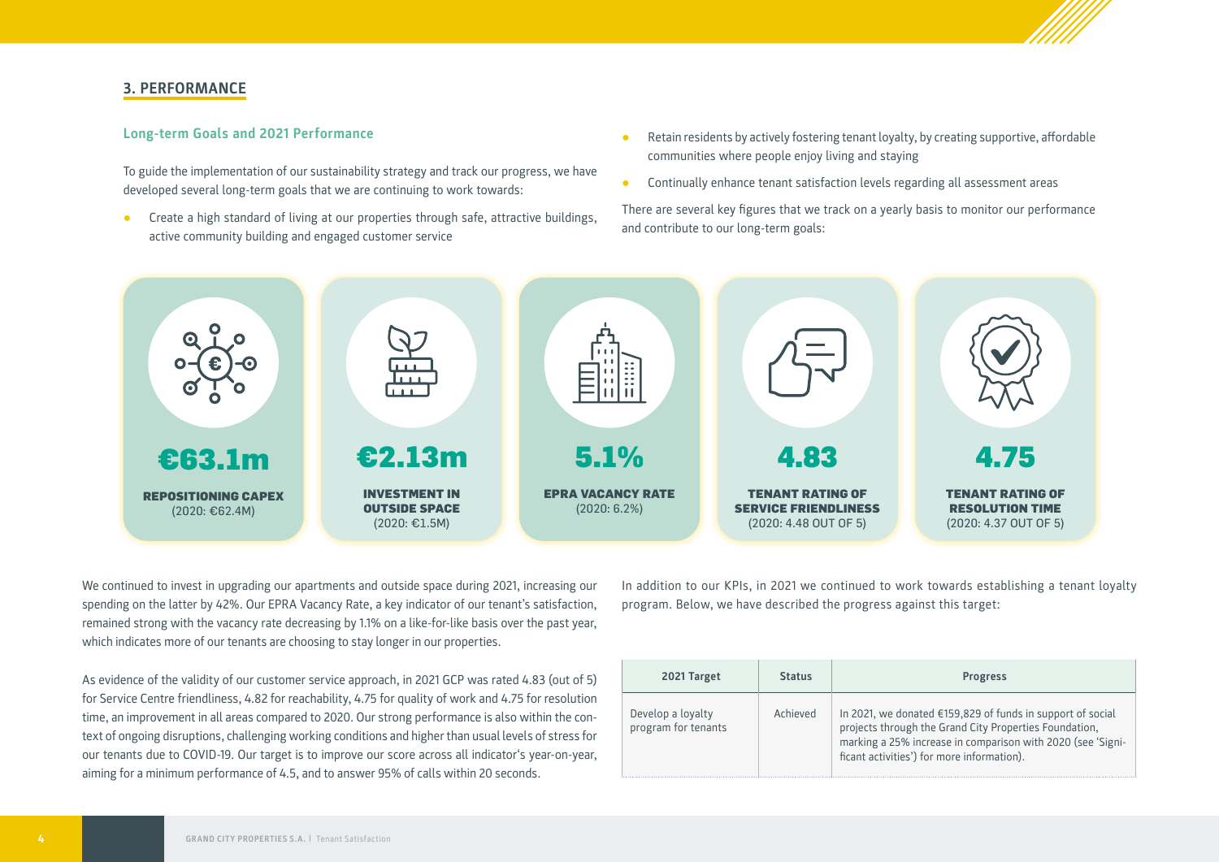## 3. PERFORMANCE

### Long-term Goals and 2021 Performance

To guide the implementation of our sustainability strategy and track our progress, we have developed several long-term goals that we are continuing to work towards:

- Create a high standard of living at our properties through safe, attractive buildings, active community building and engaged customer service
- Retain residents by actively fostering tenant loyalty, by creating supportive, affordable communities where people enjoy living and staying
- Continually enhance tenant satisfaction levels regarding all assessment areas

There are several key figures that we track on a yearly basis to monitor our performance and contribute to our long-term goals:

**€63.1m**
**REPOSITIONING CAPEX**
(2020: €62.4M)

**€2.13m**
**INVESTMENT IN OUTSIDE SPACE**
(2020: €1.5M)

**5.1%**
**EPRA VACANCY RATE**
(2020: 6.2%)

**4.83**
**TENANT RATING OF SERVICE FRIENDLINESS**
(2020: 4.48 OUT OF 5)

**4.75**
**TENANT RATING OF RESOLUTION TIME**
(2020: 4.37 OUT OF 5)

We continued to invest in upgrading our apartments and outside space during 2021, increasing our spending on the latter by 42%. Our EPRA Vacancy Rate, a key indicator of our tenant's satisfaction, remained strong with the vacancy rate decreasing by 1.1% on a like-for-like basis over the past year, which indicates more of our tenants are choosing to stay longer in our properties.

As evidence of the validity of our customer service approach, in 2021 GCP was rated 4.83 (out of 5) for Service Centre friendliness, 4.82 for reachability, 4.75 for quality of work and 4.75 for resolution time, an improvement in all areas compared to 2020. Our strong performance is also within the context of ongoing disruptions, challenging working conditions and higher than usual levels of stress for our tenants due to COVID-19. Our target is to improve our score across all indicator's year-on-year, aiming for a minimum performance of 4.5, and to answer 95% of calls within 20 seconds.

In addition to our KPIs, in 2021 we continued to work towards establishing a tenant loyalty program. Below, we have described the progress against this target:

| 2021 Target | Status | Progress |
|---|---|---|
| Develop a loyalty program for tenants | Achieved | In 2021, we donated €159,829 of funds in support of social projects through the Grand City Properties Foundation, marking a 25% increase in comparison with 2020 (see 'Significant activities') for more information). |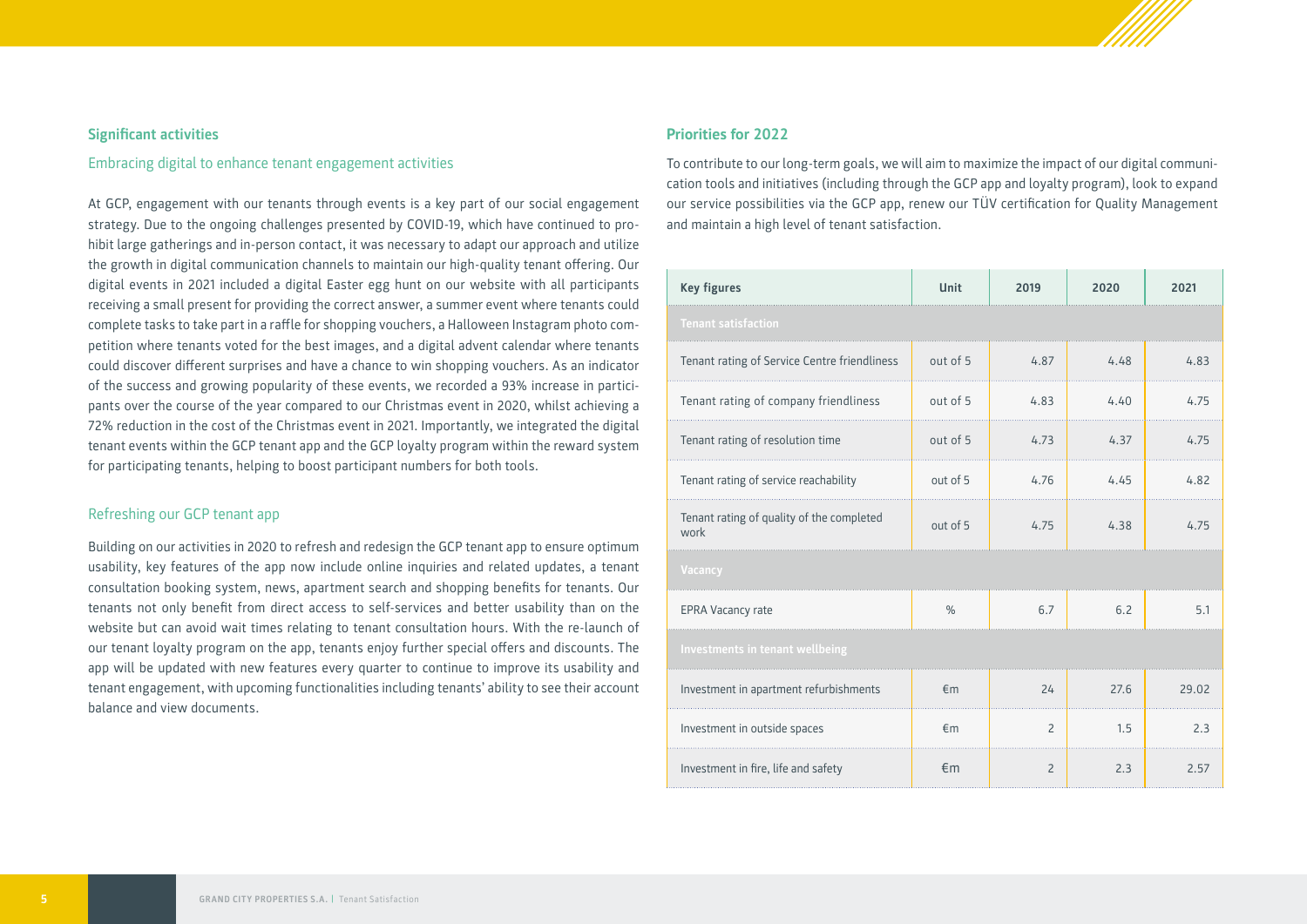## Significant activities

### Embracing digital to enhance tenant engagement activities

At GCP, engagement with our tenants through events is a key part of our social engagement strategy. Due to the ongoing challenges presented by COVID-19, which have continued to prohibit large gatherings and in-person contact, it was necessary to adapt our approach and utilize the growth in digital communication channels to maintain our high-quality tenant offering. Our digital events in 2021 included a digital Easter egg hunt on our website with all participants receiving a small present for providing the correct answer, a summer event where tenants could complete tasks to take part in a raffle for shopping vouchers, a Halloween Instagram photo competition where tenants voted for the best images, and a digital advent calendar where tenants could discover different surprises and have a chance to win shopping vouchers. As an indicator of the success and growing popularity of these events, we recorded a 93% increase in participants over the course of the year compared to our Christmas event in 2020, whilst achieving a 72% reduction in the cost of the Christmas event in 2021. Importantly, we integrated the digital tenant events within the GCP tenant app and the GCP loyalty program within the reward system for participating tenants, helping to boost participant numbers for both tools.

### Refreshing our GCP tenant app

Building on our activities in 2020 to refresh and redesign the GCP tenant app to ensure optimum usability, key features of the app now include online inquiries and related updates, a tenant consultation booking system, news, apartment search and shopping benefits for tenants. Our tenants not only benefit from direct access to self-services and better usability than on the website but can avoid wait times relating to tenant consultation hours. With the re-launch of our tenant loyalty program on the app, tenants enjoy further special offers and discounts. The app will be updated with new features every quarter to continue to improve its usability and tenant engagement, with upcoming functionalities including tenants' ability to see their account balance and view documents.

## Priorities for 2022

To contribute to our long-term goals, we will aim to maximize the impact of our digital communication tools and initiatives (including through the GCP app and loyalty program), look to expand our service possibilities via the GCP app, renew our TÜV certification for Quality Management and maintain a high level of tenant satisfaction.

| Key figures | Unit | 2019 | 2020 | 2021 |
|---|---|---|---|---|
| **Tenant satisfaction** | | | | |
| Tenant rating of Service Centre friendliness | out of 5 | 4.87 | 4.48 | 4.83 |
| Tenant rating of company friendliness | out of 5 | 4.83 | 4.40 | 4.75 |
| Tenant rating of resolution time | out of 5 | 4.73 | 4.37 | 4.75 |
| Tenant rating of service reachability | out of 5 | 4.76 | 4.45 | 4.82 |
| Tenant rating of quality of the completed work | out of 5 | 4.75 | 4.38 | 4.75 |
| **Vacancy** | | | | |
| EPRA Vacancy rate | % | 6.7 | 6.2 | 5.1 |
| **Investments in tenant wellbeing** | | | | |
| Investment in apartment refurbishments | €m | 24 | 27.6 | 29.02 |
| Investment in outside spaces | €m | 2 | 1.5 | 2.3 |
| Investment in fire, life and safety | €m | 2 | 2.3 | 2.57 |